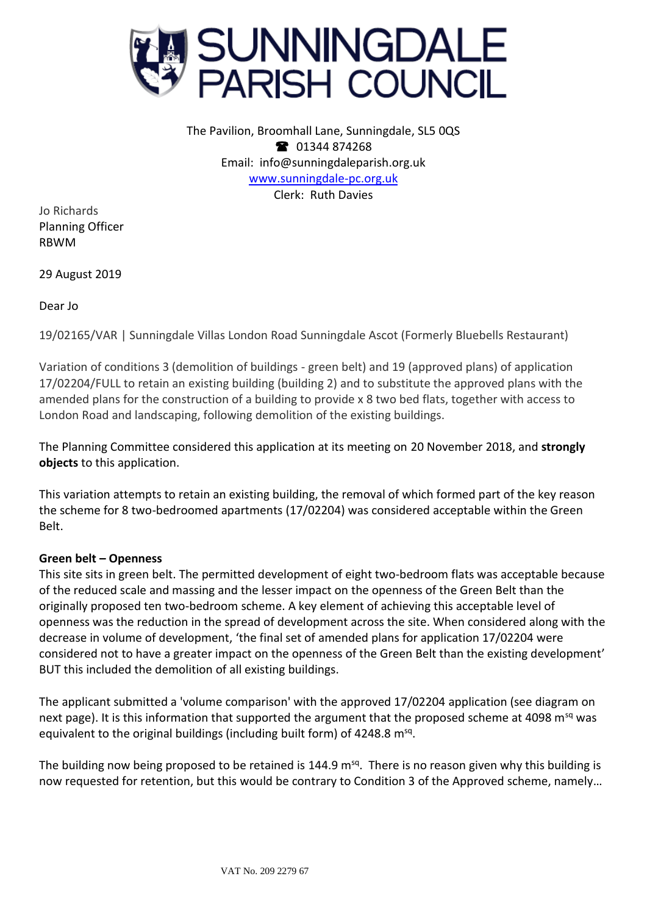# SUNNINGDALE PARISH COUNCIL

The Pavilion, Broomhall Lane, Sunningdale, SL5 0QS
☎ 01344 874268
Email: info@sunningdaleparish.org.uk
www.sunningdale-pc.org.uk
Clerk: Ruth Davies

Jo Richards
Planning Officer
RBWM

29 August 2019

Dear Jo

19/02165/VAR | Sunningdale Villas London Road Sunningdale Ascot (Formerly Bluebells Restaurant)

Variation of conditions 3 (demolition of buildings - green belt) and 19 (approved plans) of application 17/02204/FULL to retain an existing building (building 2) and to substitute the approved plans with the amended plans for the construction of a building to provide x 8 two bed flats, together with access to London Road and landscaping, following demolition of the existing buildings.

The Planning Committee considered this application at its meeting on 20 November 2018, and **strongly objects** to this application.

This variation attempts to retain an existing building, the removal of which formed part of the key reason the scheme for 8 two-bedroomed apartments (17/02204) was considered acceptable within the Green Belt.

**Green belt – Openness**

This site sits in green belt. The permitted development of eight two-bedroom flats was acceptable because of the reduced scale and massing and the lesser impact on the openness of the Green Belt than the originally proposed ten two-bedroom scheme. A key element of achieving this acceptable level of openness was the reduction in the spread of development across the site. When considered along with the decrease in volume of development, 'the final set of amended plans for application 17/02204 were considered not to have a greater impact on the openness of the Green Belt than the existing development' BUT this included the demolition of all existing buildings.

The applicant submitted a 'volume comparison' with the approved 17/02204 application (see diagram on next page). It is this information that supported the argument that the proposed scheme at 4098 m$^{sq}$ was equivalent to the original buildings (including built form) of 4248.8 m$^{sq}$.

The building now being proposed to be retained is 144.9 m$^{sq}$. There is no reason given why this building is now requested for retention, but this would be contrary to Condition 3 of the Approved scheme, namely…

VAT No. 209 2279 67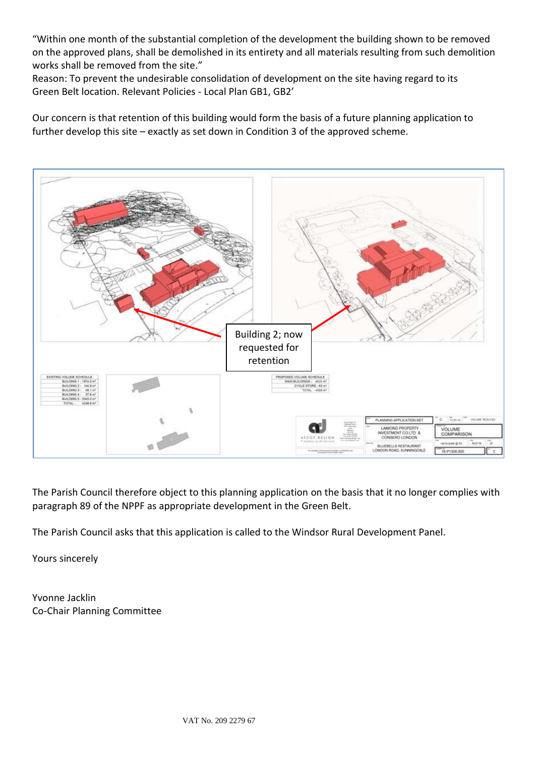"Within one month of the substantial completion of the development the building shown to be removed on the approved plans, shall be demolished in its entirety and all materials resulting from such demolition works shall be removed from the site."
Reason: To prevent the undesirable consolidation of development on the site having regard to its Green Belt location. Relevant Policies - Local Plan GB1, GB2'

Our concern is that retention of this building would form the basis of a future planning application to further develop this site – exactly as set down in Condition 3 of the approved scheme.

Building 2; now requested for retention

The Parish Council therefore object to this planning application on the basis that it no longer complies with paragraph 89 of the NPPF as appropriate development in the Green Belt.

The Parish Council asks that this application is called to the Windsor Rural Development Panel.

Yours sincerely

Yvonne Jacklin
Co-Chair Planning Committee